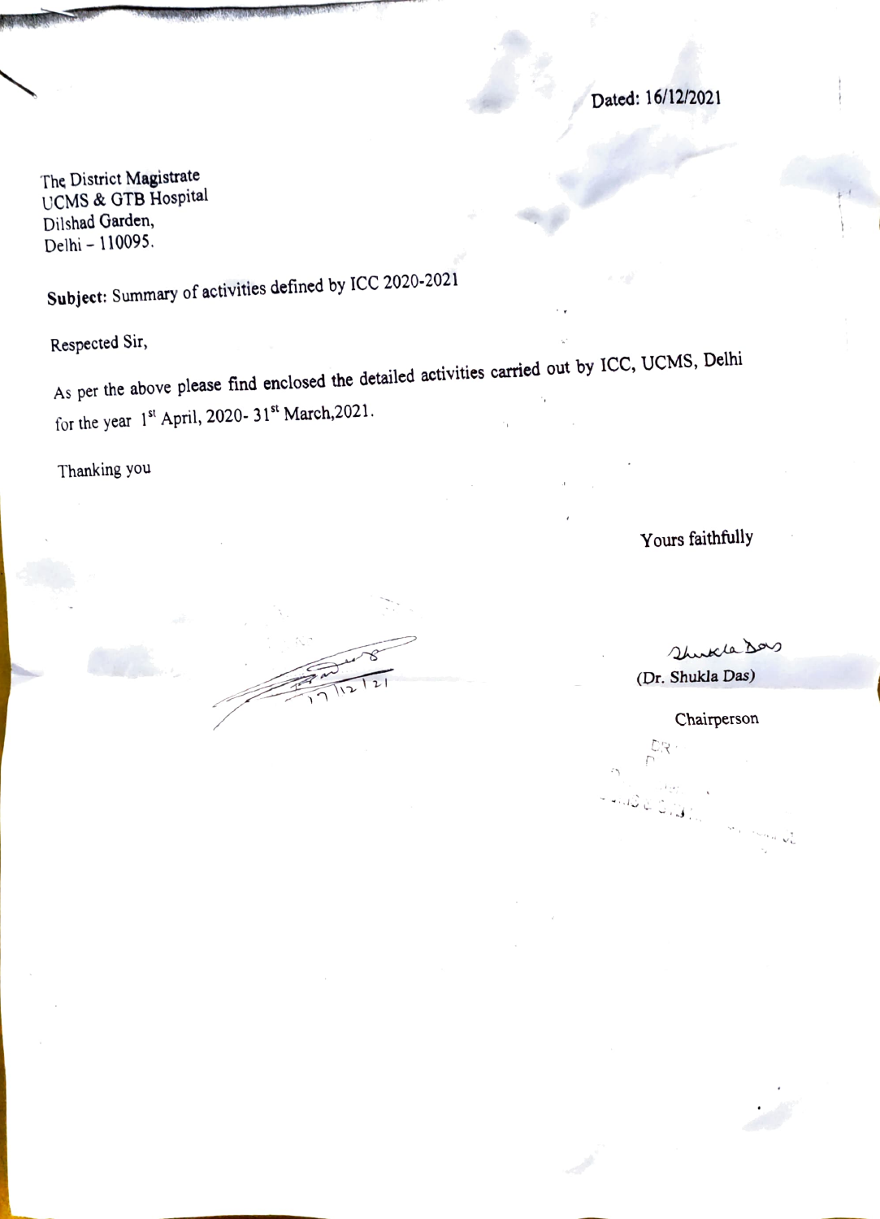Dated: 16/12/2021

The District Magistrate  
UCMS & GTB Hospital  
Dilshad Garden,  
Delhi – 110095.

**Subject:** Summary of activities defined by ICC 2020-2021

Respected Sir,

As per the above please find enclosed the detailed activities carried out by ICC, UCMS, Delhi for the year 1st April, 2020- 31st March,2021.

Thanking you

Yours faithfully

17/12/21

(Dr. Shukla Das)

Chairperson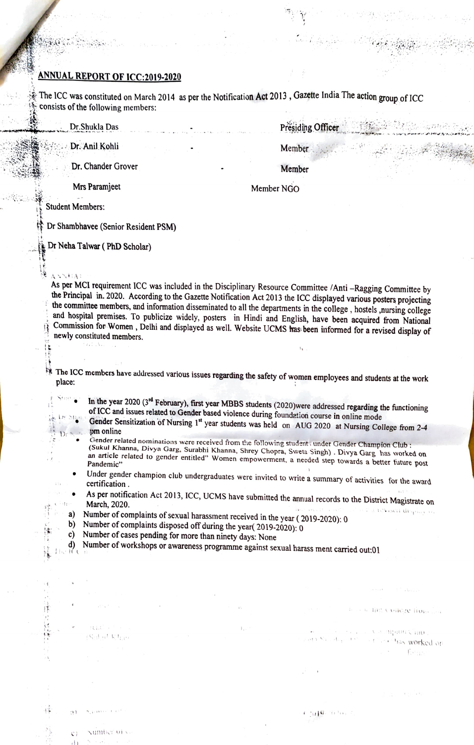## ANNUAL REPORT OF ICC:2019-2020

The ICC was constituted on March 2014 as per the Notification Act 2013 , Gazette India The action group of ICC consists of the following members:

| | | |
|---|---|---|
| Dr.Shukla Das | - | Presiding Officer |
| Dr. Anil Kohli | - | Member |
| Dr. Chander Grover | - | Member |
| Mrs Paramjeet | | Member NGO |

Student Members:

Dr Shambhavee (Senior Resident PSM)

Dr Neha Talwar ( PhD Scholar)

As per MCI requirement ICC was included in the Disciplinary Resource Committee /Anti –Ragging Committee by the Principal in. 2020. According to the Gazette Notification Act 2013 the ICC displayed various posters projecting the committee members, and information disseminated to all the departments in the college , hostels ,nursing college and hospital premises. To publicize widely, posters in Hindi and English, have been acquired from National Commission for Women , Delhi and displayed as well. Website UCMS has been informed for a revised display of newly constituted members.

The ICC members have addressed various issues regarding the safety of women employees and students at the work place:

- In the year 2020 (3rd February), first year MBBS students (2020)were addressed regarding the functioning of ICC and issues related to Gender based violence during foundation course in online mode
- Gender Sensitization of Nursing 1st year students was held on AUG 2020 at Nursing College from 2-4 pm online
- Gender related nominations were received from the following student : under Gender Champion Club : (Sukul Khanna, Divya Garg, Surabhi Khanna, Shrey Chopra, Sweta Singh) . Divya Garg has worked on an article related to gender entitled" Women empowerment, a needed step towards a better future post Pandemic"
- Under gender champion club undergraduates were invited to write a summary of activities for the award certification .
- As per notification Act 2013, ICC, UCMS have submitted the annual records to the District Magistrate on March, 2020.

a) Number of complaints of sexual harassment received in the year ( 2019-2020): 0
b) Number of complaints disposed off during the year( 2019-2020): 0
c) Number of cases pending for more than ninety days: None
d) Number of workshops or awareness programme against sexual harass ment carried out:01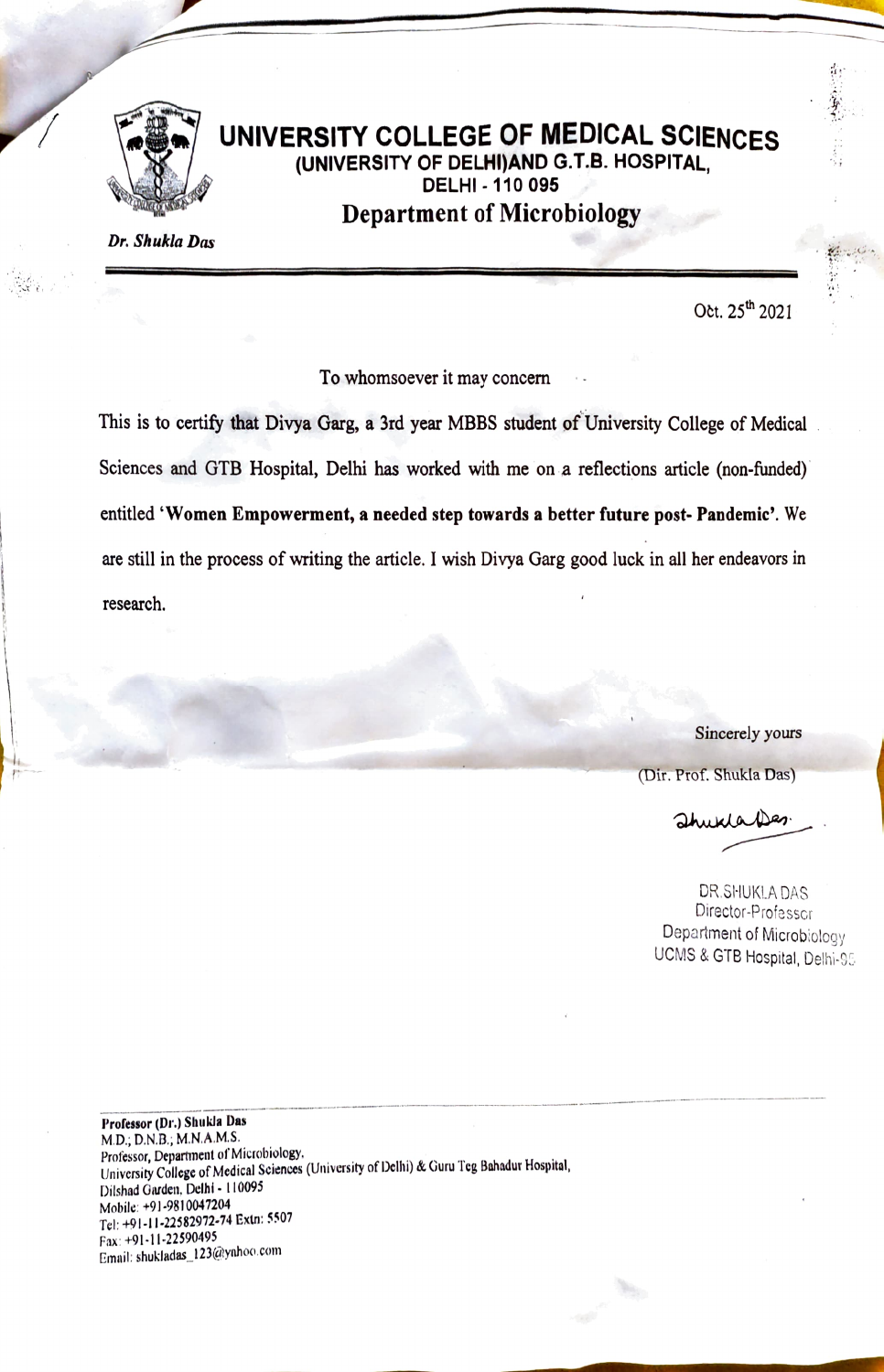# UNIVERSITY COLLEGE OF MEDICAL SCIENCES

**(UNIVERSITY OF DELHI)AND G.T.B. HOSPITAL,**

**DELHI - 110 095**

## Department of Microbiology

***Dr. Shukla Das***

Oct. 25th 2021

To whomsoever it may concern

This is to certify that Divya Garg, a 3rd year MBBS student of University College of Medical Sciences and GTB Hospital, Delhi has worked with me on a reflections article (non-funded) entitled '**Women Empowerment, a needed step towards a better future post- Pandemic**'. We are still in the process of writing the article. I wish Divya Garg good luck in all her endeavors in research.

Sincerely yours

(Dir. Prof. Shukla Das)

Shukla Das

DR.SHUKLA DAS
Director-Professor
Department of Microbiology
UCMS & GTB Hospital, Delhi-95

**Professor (Dr.) Shukla Das**
M.D.; D.N.B.; M.N.A.M.S.
Professor, Department of Microbiology,
University College of Medical Sciences (University of Delhi) & Guru Teg Bahadur Hospital,
Dilshad Garden, Delhi - 110095
Mobile: +91-9810047204
Tel: +91-11-22582972-74 Extn: 5507
Fax: +91-11-22590495
Email: shukladas_123@yahoo.com